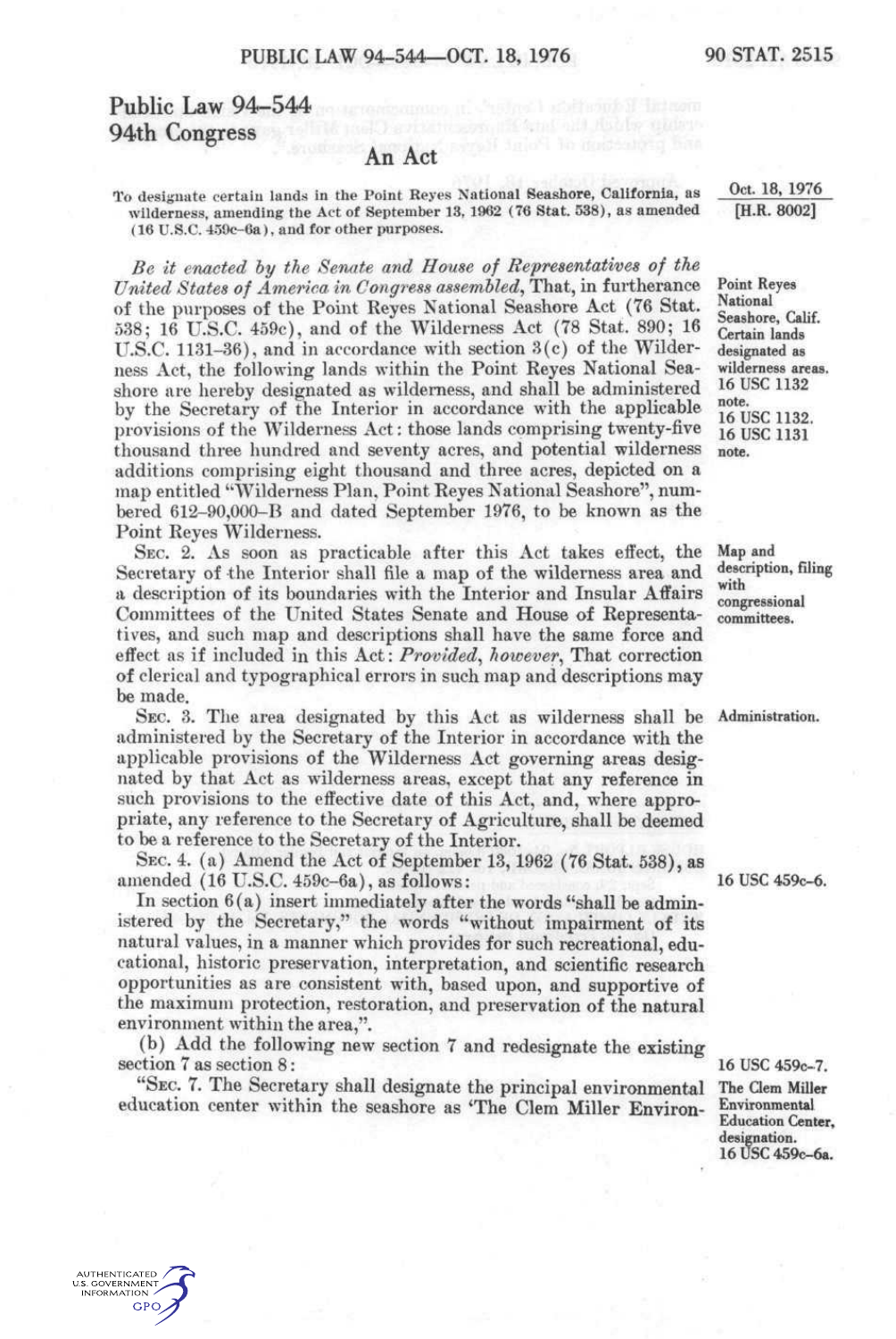# Public Law 94-544
## 94th Congress

### An Act

To designate certain lands in the Point Reyes National Seashore, California, as wilderness, amending the Act of September 13, 1962 (76 Stat. 538), as amended (16 U.S.C. 459c–6a), and for other purposes.

Oct. 18, 1976
[H.R. 8002]

*Be it enacted by the Senate and House of Representatives of the United States of America in Congress assembled*, That, in furtherance of the purposes of the Point Reyes National Seashore Act (76 Stat. 538; 16 U.S.C. 459c), and of the Wilderness Act (78 Stat. 890; 16 U.S.C. 1131–36), and in accordance with section 3(c) of the Wilderness Act, the following lands within the Point Reyes National Seashore are hereby designated as wilderness, and shall be administered by the Secretary of the Interior in accordance with the applicable provisions of the Wilderness Act: those lands comprising twenty-five thousand three hundred and seventy acres, and potential wilderness additions comprising eight thousand and three acres, depicted on a map entitled "Wilderness Plan, Point Reyes National Seashore", numbered 612–90,000–B and dated September 1976, to be known as the Point Reyes Wilderness.

Point Reyes National Seashore, Calif. Certain lands designated as wilderness areas. 16 USC 1132 note. 16 USC 1132. 16 USC 1131 note.

SEC. 2. As soon as practicable after this Act takes effect, the Secretary of the Interior shall file a map of the wilderness area and a description of its boundaries with the Interior and Insular Affairs Committees of the United States Senate and House of Representatives, and such map and descriptions shall have the same force and effect as if included in this Act: *Provided, however*, That correction of clerical and typographical errors in such map and descriptions may be made.

Map and description, filing with congressional committees.

SEC. 3. The area designated by this Act as wilderness shall be administered by the Secretary of the Interior in accordance with the applicable provisions of the Wilderness Act governing areas designated by that Act as wilderness areas, except that any reference in such provisions to the effective date of this Act, and, where appropriate, any reference to the Secretary of Agriculture, shall be deemed to be a reference to the Secretary of the Interior.

Administration.

SEC. 4. (a) Amend the Act of September 13, 1962 (76 Stat. 538), as amended (16 U.S.C. 459c–6a), as follows:

16 USC 459c–6.

In section 6(a) insert immediately after the words "shall be administered by the Secretary," the words "without impairment of its natural values, in a manner which provides for such recreational, educational, historic preservation, interpretation, and scientific research opportunities as are consistent with, based upon, and supportive of the maximum protection, restoration, and preservation of the natural environment within the area,".

(b) Add the following new section 7 and redesignate the existing section 7 as section 8:

16 USC 459c–7.

"SEC. 7. The Secretary shall designate the principal environmental education center within the seashore as 'The Clem Miller Environ-

The Clem Miller Environmental Education Center, designation. 16 USC 459c–6a.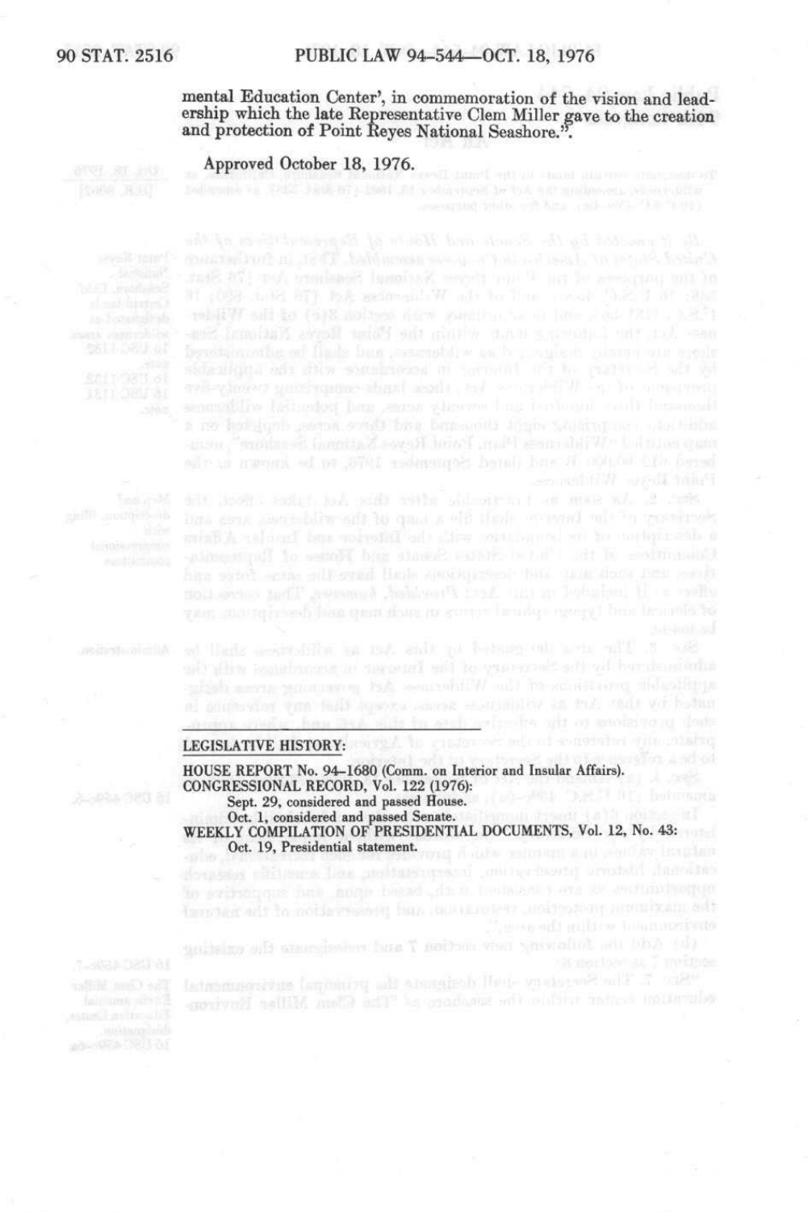mental Education Center', in commemoration of the vision and leadership which the late Representative Clem Miller gave to the creation and protection of Point Reyes National Seashore.".

Approved October 18, 1976.

---

LEGISLATIVE HISTORY:

HOUSE REPORT No. 94–1680 (Comm. on Interior and Insular Affairs).
CONGRESSIONAL RECORD, Vol. 122 (1976):
- Sept. 29, considered and passed House.
- Oct. 1, considered and passed Senate.

WEEKLY COMPILATION OF PRESIDENTIAL DOCUMENTS, Vol. 12, No. 43:
- Oct 19, Presidential statement.